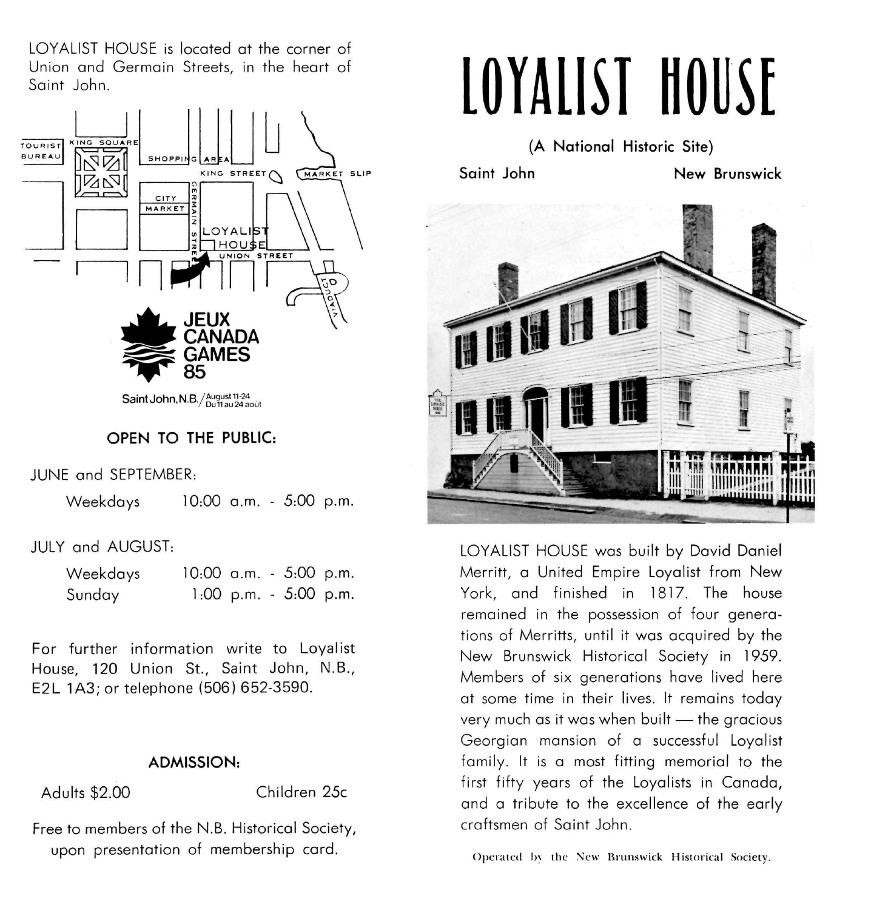LOYALIST HOUSE is located at the corner of Union and Germain Streets, in the heart of Saint John.

JEUX CANADA GAMES 85

Saint John, N.B. / August 11-24 / Du 11 au 24 août

### OPEN TO THE PUBLIC:

JUNE and SEPTEMBER:

| | |
|---|---|
| Weekdays | 10:00 a.m. - 5:00 p.m. |

JULY and AUGUST:

| | |
|---|---|
| Weekdays | 10:00 a.m. - 5:00 p.m. |
| Sunday | 1:00 p.m. - 5:00 p.m. |

For further information write to Loyalist House, 120 Union St., Saint John, N.B., E2L 1A3; or telephone (506) 652-3590.

### ADMISSION:

Adults $2.00 Children 25c

Free to members of the N.B. Historical Society, upon presentation of membership card.

# LOYALIST HOUSE

(A National Historic Site)

Saint John New Brunswick

LOYALIST HOUSE was built by David Daniel Merritt, a United Empire Loyalist from New York, and finished in 1817. The house remained in the possession of four generations of Merritts, until it was acquired by the New Brunswick Historical Society in 1959. Members of six generations have lived here at some time in their lives. It remains today very much as it was when built — the gracious Georgian mansion of a successful Loyalist family. It is a most fitting memorial to the first fifty years of the Loyalists in Canada, and a tribute to the excellence of the early craftsmen of Saint John.

Operated by the New Brunswick Historical Society.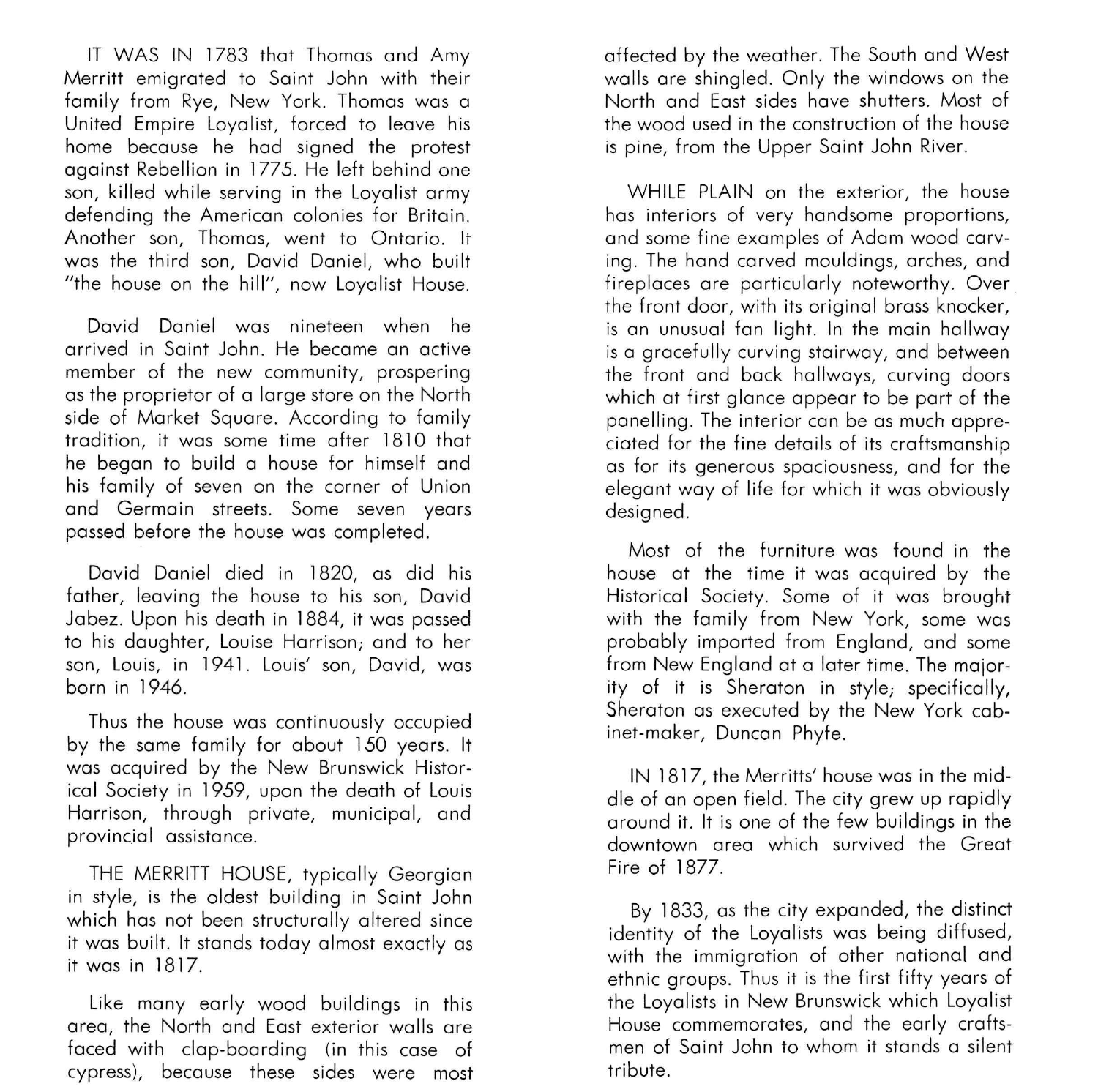IT WAS IN 1783 that Thomas and Amy Merritt emigrated to Saint John with their family from Rye, New York. Thomas was a United Empire Loyalist, forced to leave his home because he had signed the protest against Rebellion in 1775. He left behind one son, killed while serving in the Loyalist army defending the American colonies for Britain. Another son, Thomas, went to Ontario. It was the third son, David Daniel, who built "the house on the hill", now Loyalist House.

David Daniel was nineteen when he arrived in Saint John. He became an active member of the new community, prospering as the proprietor of a large store on the North side of Market Square. According to family tradition, it was some time after 1810 that he began to build a house for himself and his family of seven on the corner of Union and Germain streets. Some seven years passed before the house was completed.

David Daniel died in 1820, as did his father, leaving the house to his son, David Jabez. Upon his death in 1884, it was passed to his daughter, Louise Harrison; and to her son, Louis, in 1941. Louis' son, David, was born in 1946.

Thus the house was continuously occupied by the same family for about 150 years. It was acquired by the New Brunswick Historical Society in 1959, upon the death of Louis Harrison, through private, municipal, and provincial assistance.

THE MERRITT HOUSE, typically Georgian in style, is the oldest building in Saint John which has not been structurally altered since it was built. It stands today almost exactly as it was in 1817.

Like many early wood buildings in this area, the North and East exterior walls are faced with clap-boarding (in this case of cypress), because these sides were most affected by the weather. The South and West walls are shingled. Only the windows on the North and East sides have shutters. Most of the wood used in the construction of the house is pine, from the Upper Saint John River.

WHILE PLAIN on the exterior, the house has interiors of very handsome proportions, and some fine examples of Adam wood carving. The hand carved mouldings, arches, and fireplaces are particularly noteworthy. Over the front door, with its original brass knocker, is an unusual fan light. In the main hallway is a gracefully curving stairway, and between the front and back hallways, curving doors which at first glance appear to be part of the panelling. The interior can be as much appreciated for the fine details of its craftsmanship as for its generous spaciousness, and for the elegant way of life for which it was obviously designed.

Most of the furniture was found in the house at the time it was acquired by the Historical Society. Some of it was brought with the family from New York, some was probably imported from England, and some from New England at a later time. The majority of it is Sheraton in style; specifically, Sheraton as executed by the New York cabinet-maker, Duncan Phyfe.

IN 1817, the Merritts' house was in the middle of an open field. The city grew up rapidly around it. It is one of the few buildings in the downtown area which survived the Great Fire of 1877.

By 1833, as the city expanded, the distinct identity of the Loyalists was being diffused, with the immigration of other national and ethnic groups. Thus it is the first fifty years of the Loyalists in New Brunswick which Loyalist House commemorates, and the early craftsmen of Saint John to whom it stands a silent tribute.